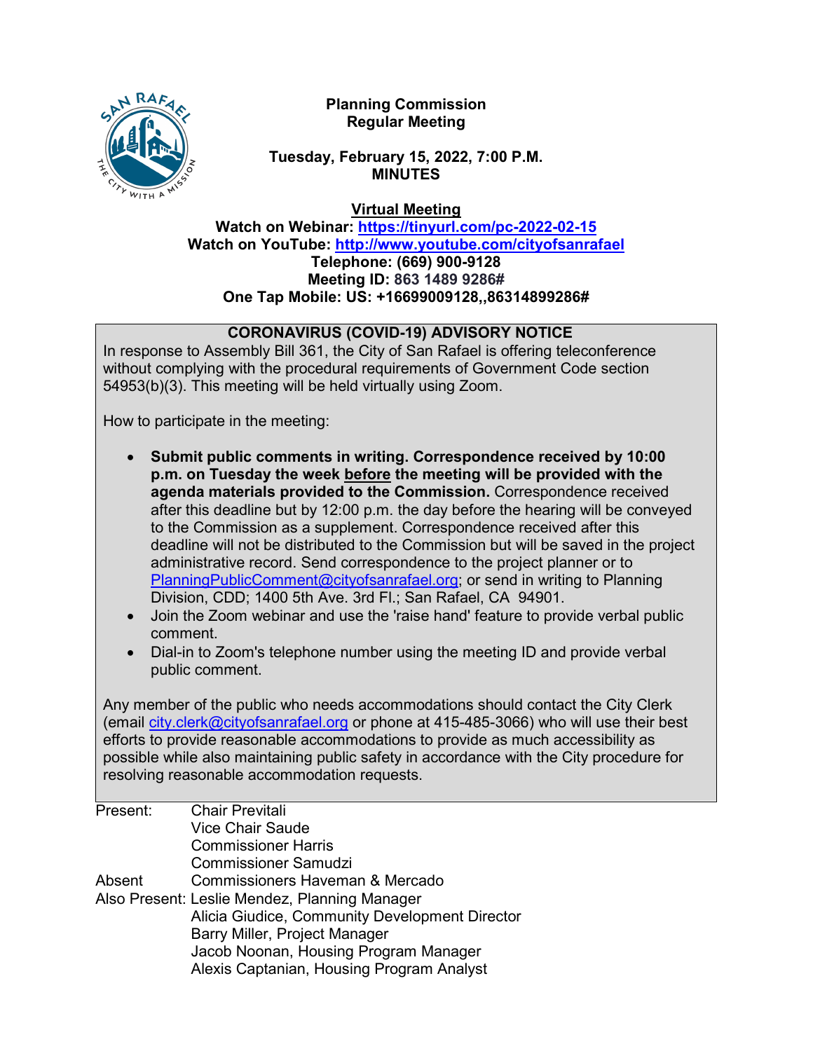**Planning Commission**
**Regular Meeting**

**Tuesday, February 15, 2022, 7:00 P.M.**
**MINUTES**

**Virtual Meeting**
**Watch on Webinar: https://tinyurl.com/pc-2022-02-15**
**Watch on YouTube: http://www.youtube.com/cityofsanrafael**
**Telephone: (669) 900-9128**
**Meeting ID: 863 1489 9286#**
**One Tap Mobile: US: +16699009128,,86314899286#**

**CORONAVIRUS (COVID-19) ADVISORY NOTICE**

In response to Assembly Bill 361, the City of San Rafael is offering teleconference without complying with the procedural requirements of Government Code section 54953(b)(3). This meeting will be held virtually using Zoom.

How to participate in the meeting:

- **Submit public comments in writing. Correspondence received by 10:00 p.m. on Tuesday the week before the meeting will be provided with the agenda materials provided to the Commission.** Correspondence received after this deadline but by 12:00 p.m. the day before the hearing will be conveyed to the Commission as a supplement. Correspondence received after this deadline will not be distributed to the Commission but will be saved in the project administrative record. Send correspondence to the project planner or to PlanningPublicComment@cityofsanrafael.org; or send in writing to Planning Division, CDD; 1400 5th Ave. 3rd Fl.; San Rafael, CA 94901.
- Join the Zoom webinar and use the 'raise hand' feature to provide verbal public comment.
- Dial-in to Zoom's telephone number using the meeting ID and provide verbal public comment.

Any member of the public who needs accommodations should contact the City Clerk (email city.clerk@cityofsanrafael.org or phone at 415-485-3066) who will use their best efforts to provide reasonable accommodations to provide as much accessibility as possible while also maintaining public safety in accordance with the City procedure for resolving reasonable accommodation requests.

Present: Chair Previtali
Vice Chair Saude
Commissioner Harris
Commissioner Samudzi

Absent: Commissioners Haveman & Mercado

Also Present: Leslie Mendez, Planning Manager
Alicia Giudice, Community Development Director
Barry Miller, Project Manager
Jacob Noonan, Housing Program Manager
Alexis Captanian, Housing Program Analyst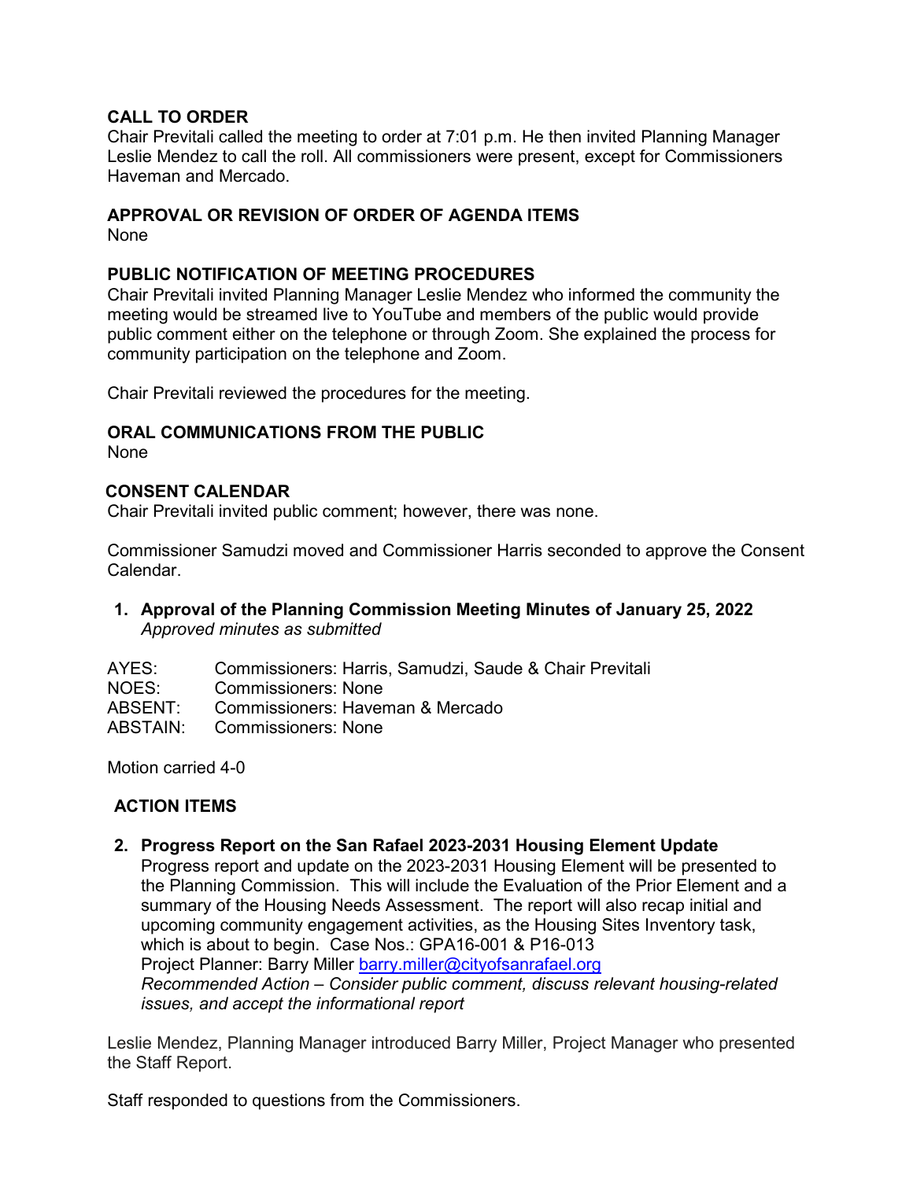## CALL TO ORDER

Chair Previtali called the meeting to order at 7:01 p.m. He then invited Planning Manager Leslie Mendez to call the roll. All commissioners were present, except for Commissioners Haveman and Mercado.

## APPROVAL OR REVISION OF ORDER OF AGENDA ITEMS

None

## PUBLIC NOTIFICATION OF MEETING PROCEDURES

Chair Previtali invited Planning Manager Leslie Mendez who informed the community the meeting would be streamed live to YouTube and members of the public would provide public comment either on the telephone or through Zoom. She explained the process for community participation on the telephone and Zoom.

Chair Previtali reviewed the procedures for the meeting.

## ORAL COMMUNICATIONS FROM THE PUBLIC

None

## CONSENT CALENDAR

Chair Previtali invited public comment; however, there was none.

Commissioner Samudzi moved and Commissioner Harris seconded to approve the Consent Calendar.

1. **Approval of the Planning Commission Meeting Minutes of January 25, 2022**
   *Approved minutes as submitted*

AYES: Commissioners: Harris, Samudzi, Saude & Chair Previtali
NOES: Commissioners: None
ABSENT: Commissioners: Haveman & Mercado
ABSTAIN: Commissioners: None

Motion carried 4-0

## ACTION ITEMS

2. **Progress Report on the San Rafael 2023-2031 Housing Element Update**
   Progress report and update on the 2023-2031 Housing Element will be presented to the Planning Commission. This will include the Evaluation of the Prior Element and a summary of the Housing Needs Assessment. The report will also recap initial and upcoming community engagement activities, as the Housing Sites Inventory task, which is about to begin. Case Nos.: GPA16-001 & P16-013
   Project Planner: Barry Miller barry.miller@cityofsanrafael.org
   *Recommended Action – Consider public comment, discuss relevant housing-related issues, and accept the informational report*

Leslie Mendez, Planning Manager introduced Barry Miller, Project Manager who presented the Staff Report.

Staff responded to questions from the Commissioners.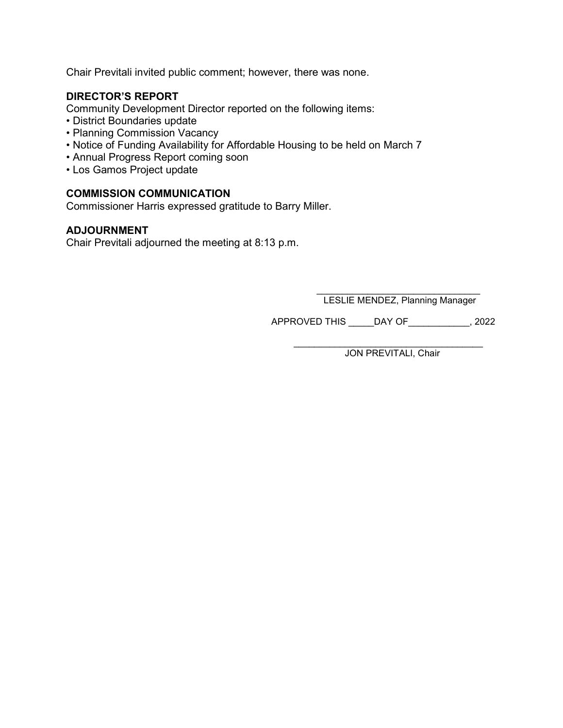Chair Previtali invited public comment; however, there was none.

## DIRECTOR'S REPORT

Community Development Director reported on the following items:

- District Boundaries update
- Planning Commission Vacancy
- Notice of Funding Availability for Affordable Housing to be held on March 7
- Annual Progress Report coming soon
- Los Gamos Project update

## COMMISSION COMMUNICATION

Commissioner Harris expressed gratitude to Barry Miller.

## ADJOURNMENT

Chair Previtali adjourned the meeting at 8:13 p.m.

_______________________________
LESLIE MENDEZ, Planning Manager

APPROVED THIS _____DAY OF____________, 2022

_______________________________
JON PREVITALI, Chair